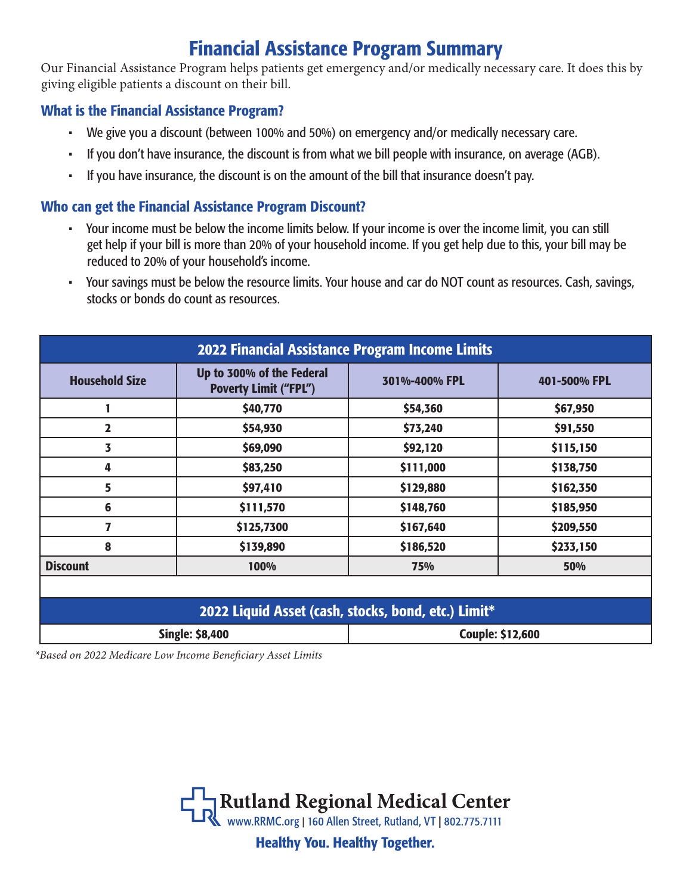# Financial Assistance Program Summary

Our Financial Assistance Program helps patients get emergency and/or medically necessary care. It does this by giving eligible patients a discount on their bill.

## What is the Financial Assistance Program?

- We give you a discount (between 100% and 50%) on emergency and/or medically necessary care.
- If you don't have insurance, the discount is from what we bill people with insurance, on average (AGB).
- If you have insurance, the discount is on the amount of the bill that insurance doesn't pay.

## Who can get the Financial Assistance Program Discount?

- Your income must be below the income limits below. If your income is over the income limit, you can still get help if your bill is more than 20% of your household income. If you get help due to this, your bill may be reduced to 20% of your household's income.
- Your savings must be below the resource limits. Your house and car do NOT count as resources. Cash, savings, stocks or bonds do count as resources.

| 2022 Financial Assistance Program Income Limits | | | |
|---|---|---|---|
| **Household Size** | **Up to 300% of the Federal Poverty Limit ("FPL")** | **301%-400% FPL** | **401-500% FPL** |
| 1 | $40,770 | $54,360 | $67,950 |
| 2 | $54,930 | $73,240 | $91,550 |
| 3 | $69,090 | $92,120 | $115,150 |
| 4 | $83,250 | $111,000 | $138,750 |
| 5 | $97,410 | $129,880 | $162,350 |
| 6 | $111,570 | $148,760 | $185,950 |
| 7 | $125,7300 | $167,640 | $209,550 |
| 8 | $139,890 | $186,520 | $233,150 |
| **Discount** | **100%** | **75%** | **50%** |

| 2022 Liquid Asset (cash, stocks, bond, etc.) Limit* | |
|---|---|
| Single: $8,400 | Couple: $12,600 |

*\*Based on 2022 Medicare Low Income Beneficiary Asset Limits*

**Rutland Regional Medical Center**
www.RRMC.org | 160 Allen Street, Rutland, VT | 802.775.7111

**Healthy You. Healthy Together.**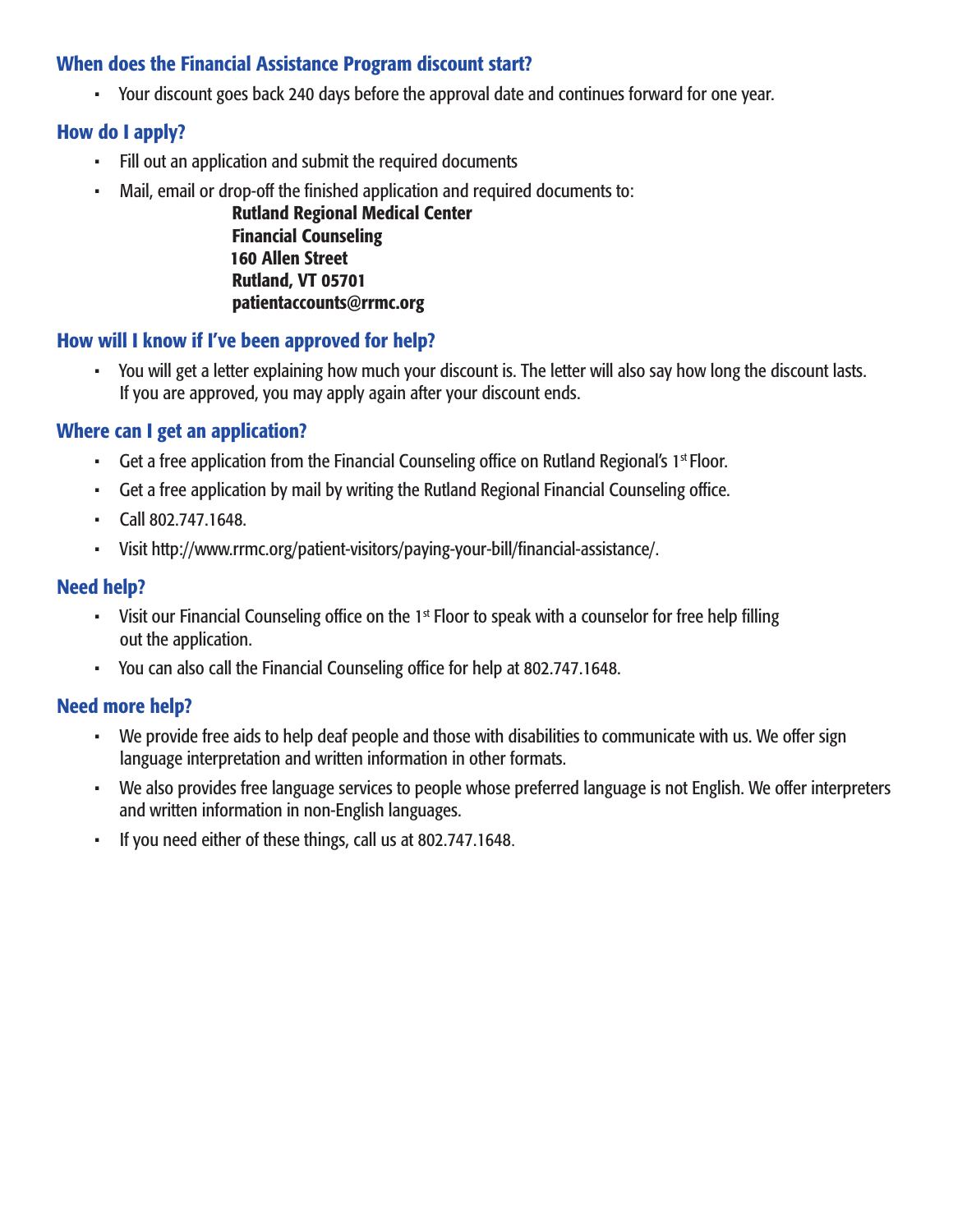## When does the Financial Assistance Program discount start?

- Your discount goes back 240 days before the approval date and continues forward for one year.

## How do I apply?

- Fill out an application and submit the required documents
- Mail, email or drop-off the finished application and required documents to:

  **Rutland Regional Medical Center**
  **Financial Counseling**
  **160 Allen Street**
  **Rutland, VT 05701**
  **patientaccounts@rrmc.org**

## How will I know if I've been approved for help?

- You will get a letter explaining how much your discount is. The letter will also say how long the discount lasts. If you are approved, you may apply again after your discount ends.

## Where can I get an application?

- Get a free application from the Financial Counseling office on Rutland Regional's 1st Floor.
- Get a free application by mail by writing the Rutland Regional Financial Counseling office.
- Call 802.747.1648.
- Visit http://www.rrmc.org/patient-visitors/paying-your-bill/financial-assistance/.

## Need help?

- Visit our Financial Counseling office on the 1st Floor to speak with a counselor for free help filling out the application.
- You can also call the Financial Counseling office for help at 802.747.1648.

## Need more help?

- We provide free aids to help deaf people and those with disabilities to communicate with us. We offer sign language interpretation and written information in other formats.
- We also provides free language services to people whose preferred language is not English. We offer interpreters and written information in non-English languages.
- If you need either of these things, call us at 802.747.1648.